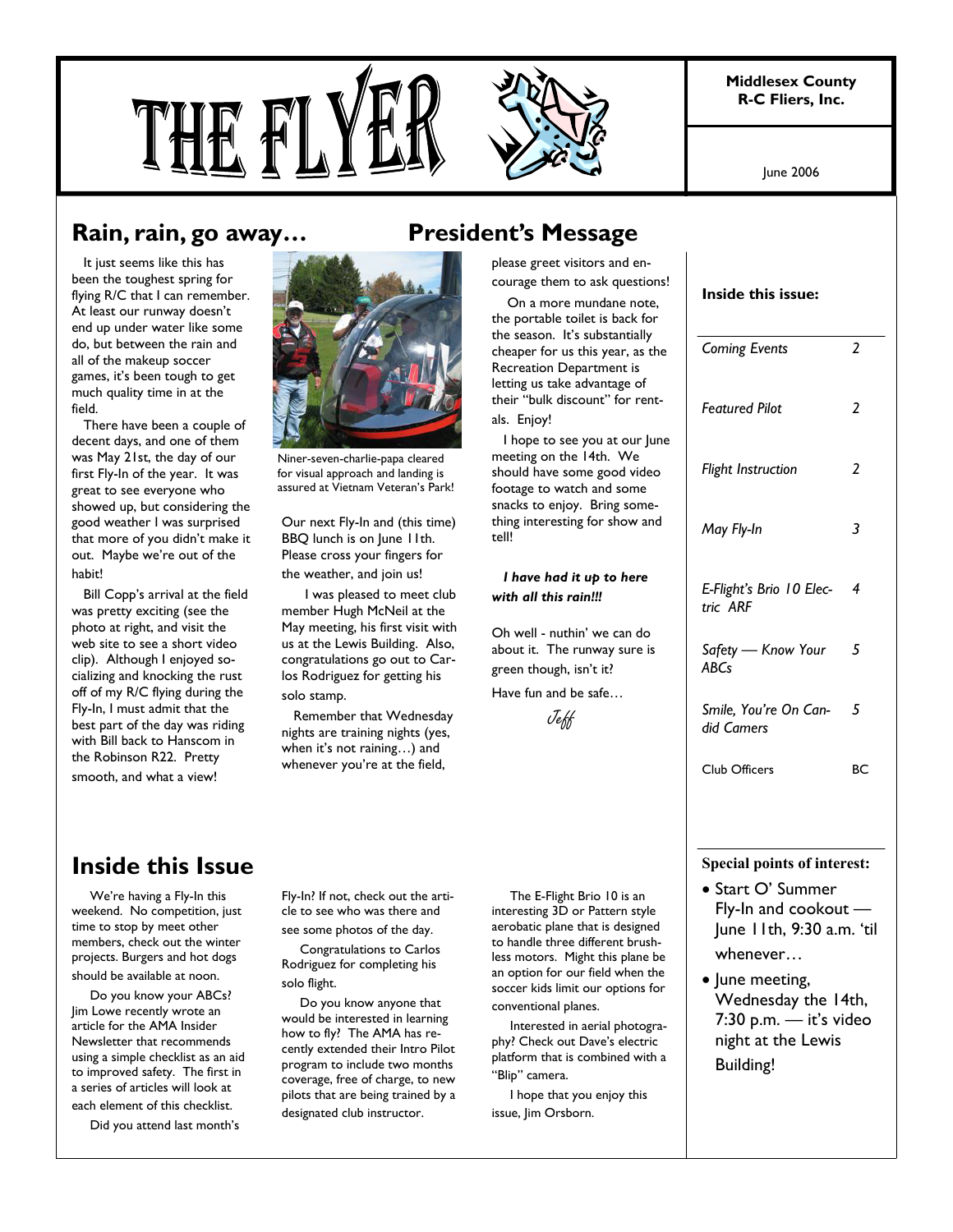# THE FLYER

**Middlesex County R-C Fliers, Inc.**

June 2006

## Rain, rain, go away… President's Message

It just seems like this has been the toughest spring for flying R/C that I can remember. At least our runway doesn't end up under water like some do, but between the rain and all of the makeup soccer games, it's been tough to get much quality time in at the field.

There have been a couple of decent days, and one of them was May 21st, the day of our first Fly-In of the year. It was great to see everyone who showed up, but considering the good weather I was surprised that more of you didn't make it out. Maybe we're out of the habit!

Bill Copp's arrival at the field was pretty exciting (see the photo at right, and visit the web site to see a short video clip). Although I enjoyed socializing and knocking the rust off of my R/C flying during the Fly-In, I must admit that the best part of the day was riding with Bill back to Hanscom in the Robinson R22. Pretty smooth, and what a view!

Niner-seven-charlie-papa cleared for visual approach and landing is assured at Vietnam Veteran's Park!

Our next Fly-In and (this time) BBQ lunch is on June 11th. Please cross your fingers for the weather, and join us!

I was pleased to meet club member Hugh McNeil at the May meeting, his first visit with us at the Lewis Building. Also, congratulations go out to Carlos Rodriguez for getting his solo stamp.

Remember that Wednesday nights are training nights (yes, when it's not raining…) and whenever you're at the field, please greet visitors and encourage them to ask questions!

On a more mundane note, the portable toilet is back for the season. It's substantially cheaper for us this year, as the Recreation Department is letting us take advantage of their "bulk discount" for rentals. Enjoy!

I hope to see you at our June meeting on the 14th. We should have some good video footage to watch and some snacks to enjoy. Bring something interesting for show and tell!

***I have had it up to here with all this rain!!!***

Oh well - nuthin' we can do about it. The runway sure is green though, isn't it?

Have fun and be safe…

*Jeff*

## Inside this Issue

We're having a Fly-In this weekend. No competition, just time to stop by meet other members, check out the winter projects. Burgers and hot dogs should be available at noon.

Do you know your ABCs? Jim Lowe recently wrote an article for the AMA Insider Newsletter that recommends using a simple checklist as an aid to improved safety. The first in a series of articles will look at each element of this checklist.

Did you attend last month's Fly-In? If not, check out the article to see who was there and see some photos of the day.

Congratulations to Carlos Rodriguez for completing his solo flight.

Do you know anyone that would be interested in learning how to fly? The AMA has recently extended their Intro Pilot program to include two months coverage, free of charge, to new pilots that are being trained by a designated club instructor.

The E-Flight Brio 10 is an interesting 3D or Pattern style aerobatic plane that is designed to handle three different brushless motors. Might this plane be an option for our field when the soccer kids limit our options for conventional planes.

Interested in aerial photography? Check out Dave's electric platform that is combined with a "Blip" camera.

I hope that you enjoy this issue, Jim Orsborn.

**Inside this issue:**

| | |
|---|---|
| *Coming Events* | *2* |
| *Featured Pilot* | *2* |
| *Flight Instruction* | *2* |
| *May Fly-In* | *3* |
| *E-Flight's Brio 10 Electric ARF* | *4* |
| *Safety — Know Your ABCs* | *5* |
| *Smile, You're On Candid Camers* | *5* |
| Club Officers | BC |

**Special points of interest:**

- Start O' Summer Fly-In and cookout — June 11th, 9:30 a.m. 'til whenever…
- June meeting, Wednesday the 14th, 7:30 p.m. — it's video night at the Lewis Building!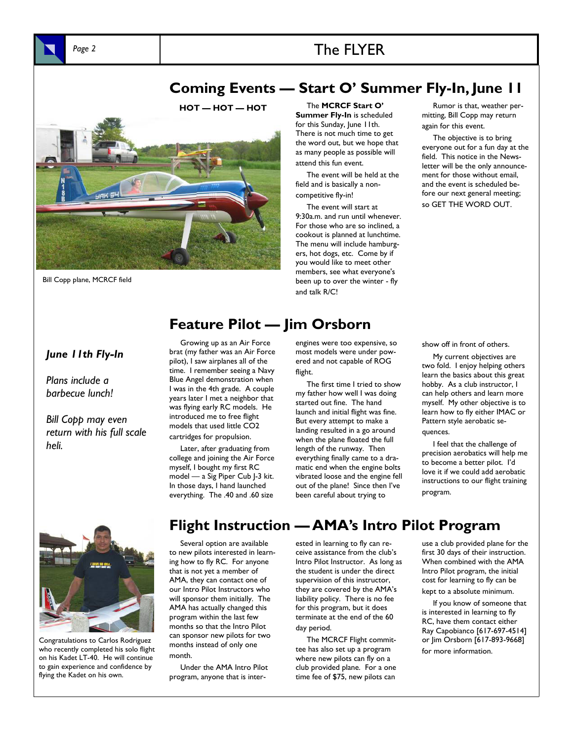## Coming Events — Start O' Summer Fly-In, June 11

**HOT — HOT — HOT**

Bill Copp plane, MCRCF field

The **MCRCF Start O' Summer Fly-In** is scheduled for this Sunday, June 11th. There is not much time to get the word out, but we hope that as many people as possible will attend this fun event.

The event will be held at the field and is basically a non-competitive fly-in!

The event will start at 9:30a.m. and run until whenever. For those who are so inclined, a cookout is planned at lunchtime. The menu will include hamburgers, hot dogs, etc. Come by if you would like to meet other members, see what everyone's been up to over the winter - fly and talk R/C!

Rumor is that, weather permitting, Bill Copp may return again for this event.

The objective is to bring everyone out for a fun day at the field. This notice in the Newsletter will be the only announcement for those without email, and the event is scheduled before our next general meeting; so GET THE WORD OUT.

***June 11th Fly-In***

*Plans include a barbecue lunch!*

*Bill Copp may even return with his full scale heli.*

## Feature Pilot — Jim Orsborn

Growing up as an Air Force brat (my father was an Air Force pilot), I saw airplanes all of the time. I remember seeing a Navy Blue Angel demonstration when I was in the 4th grade. A couple years later I met a neighbor that was flying early RC models. He introduced me to free flight models that used little CO2 cartridges for propulsion.

Later, after graduating from college and joining the Air Force myself, I bought my first RC model — a Sig Piper Cub J-3 kit. In those days, I hand launched everything. The .40 and .60 size engines were too expensive, so most models were under powered and not capable of ROG flight.

The first time I tried to show my father how well I was doing started out fine. The hand launch and initial flight was fine. But every attempt to make a landing resulted in a go around when the plane floated the full length of the runway. Then everything finally came to a dramatic end when the engine bolts vibrated loose and the engine fell out of the plane! Since then I've been careful about trying to show off in front of others.

My current objectives are two fold. I enjoy helping others learn the basics about this great hobby. As a club instructor, I can help others and learn more myself. My other objective is to learn how to fly either IMAC or Pattern style aerobatic sequences.

I feel that the challenge of precision aerobatics will help me to become a better pilot. I'd love it if we could add aerobatic instructions to our flight training program.

## Flight Instruction — AMA's Intro Pilot Program

Congratulations to Carlos Rodriguez who recently completed his solo flight on his Kadet LT-40. He will continue to gain experience and confidence by flying the Kadet on his own.

Several option are available to new pilots interested in learning how to fly RC. For anyone that is not yet a member of AMA, they can contact one of our Intro Pilot Instructors who will sponsor them initially. The AMA has actually changed this program within the last few months so that the Intro Pilot can sponsor new pilots for two months instead of only one month.

Under the AMA Intro Pilot program, anyone that is interested in learning to fly can receive assistance from the club's Intro Pilot Instructor. As long as the student is under the direct supervision of this instructor, they are covered by the AMA's liability policy. There is no fee for this program, but it does terminate at the end of the 60 day period.

The MCRCF Flight committee has also set up a program where new pilots can fly on a club provided plane. For a one time fee of $75, new pilots can use a club provided plane for the first 30 days of their instruction. When combined with the AMA Intro Pilot program, the initial cost for learning to fly can be kept to a absolute minimum.

If you know of someone that is interested in learning to fly RC, have them contact either Ray Capobianco [617-697-4514] or Jim Orsborn [617-893-9668] for more information.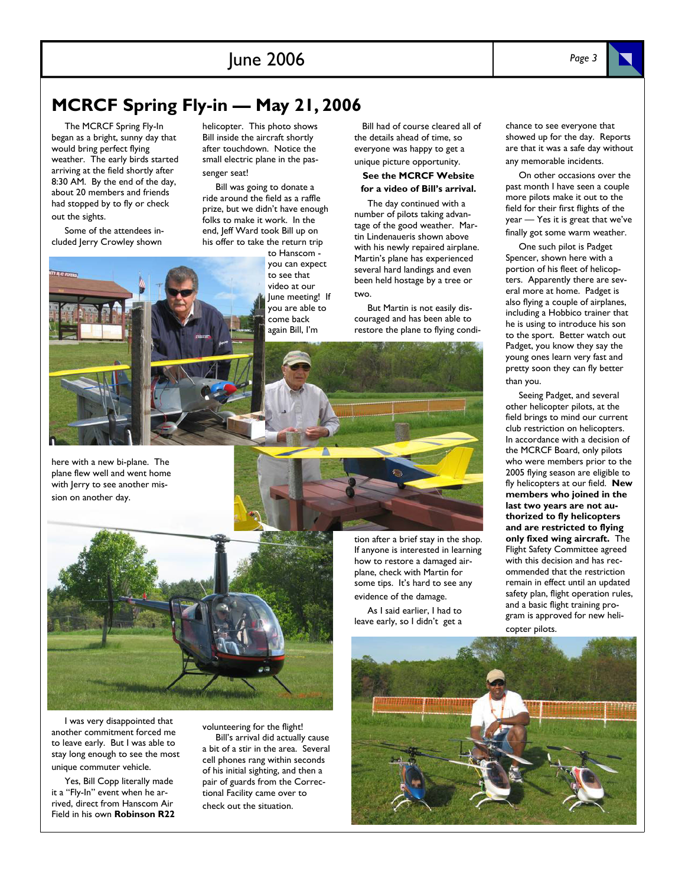# MCRCF Spring Fly-in — May 21, 2006

The MCRCF Spring Fly-In began as a bright, sunny day that would bring perfect flying weather. The early birds started arriving at the field shortly after 8:30 AM. By the end of the day, about 20 members and friends had stopped by to fly or check out the sights.

Some of the attendees included Jerry Crowley shown here with a new bi-plane. The plane flew well and went home with Jerry to see another mission on another day.

I was very disappointed that another commitment forced me to leave early. But I was able to stay long enough to see the most unique commuter vehicle.

Yes, Bill Copp literally made it a "Fly-In" event when he arrived, direct from Hanscom Air Field in his own **Robinson R22** helicopter. This photo shows Bill inside the aircraft shortly after touchdown. Notice the small electric plane in the passenger seat!

Bill was going to donate a ride around the field as a raffle prize, but we didn't have enough folks to make it work. In the end, Jeff Ward took Bill up on his offer to take the return trip to Hanscom - you can expect to see that video at our June meeting! If you are able to come back again Bill, I'm volunteering for the flight!

Bill's arrival did actually cause a bit of a stir in the area. Several cell phones rang within seconds of his initial sighting, and then a pair of guards from the Correctional Facility came over to check out the situation.

Bill had of course cleared all of the details ahead of time, so everyone was happy to get a unique picture opportunity.

**See the MCRCF Website for a video of Bill's arrival.**

The day continued with a number of pilots taking advantage of the good weather. Martin Lindenaueris shown above with his newly repaired airplane. Martin's plane has experienced several hard landings and even been held hostage by a tree or two.

But Martin is not easily discouraged and has been able to restore the plane to flying condition after a brief stay in the shop. If anyone is interested in learning how to restore a damaged airplane, check with Martin for some tips. It's hard to see any evidence of the damage.

As I said earlier, I had to leave early, so I didn't get a chance to see everyone that showed up for the day. Reports are that it was a safe day without any memorable incidents.

On other occasions over the past month I have seen a couple more pilots make it out to the field for their first flights of the year — Yes it is great that we've finally got some warm weather.

One such pilot is Padget Spencer, shown here with a portion of his fleet of helicopters. Apparently there are several more at home. Padget is also flying a couple of airplanes, including a Hobbico trainer that he is using to introduce his son to the sport. Better watch out Padget, you know they say the young ones learn very fast and pretty soon they can fly better than you.

Seeing Padget, and several other helicopter pilots, at the field brings to mind our current club restriction on helicopters. In accordance with a decision of the MCRCF Board, only pilots who were members prior to the 2005 flying season are eligible to fly helicopters at our field. **New members who joined in the last two years are not authorized to fly helicopters and are restricted to flying only fixed wing aircraft.** The Flight Safety Committee agreed with this decision and has recommended that the restriction remain in effect until an updated safety plan, flight operation rules, and a basic flight training program is approved for new helicopter pilots.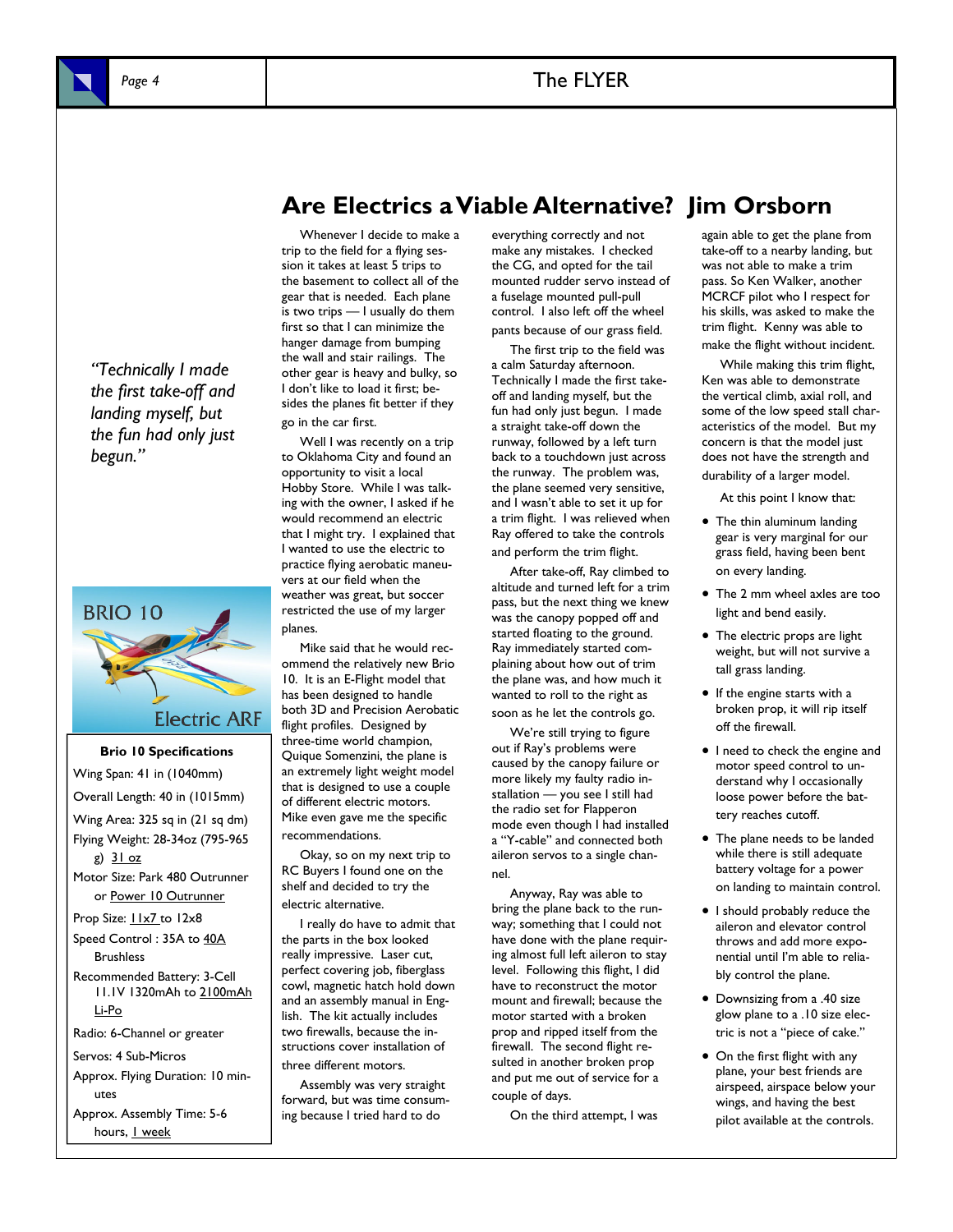# Are Electrics a Viable Alternative? Jim Orsborn

*"Technically I made the first take-off and landing myself, but the fun had only just begun."*

Whenever I decide to make a trip to the field for a flying session it takes at least 5 trips to the basement to collect all of the gear that is needed. Each plane is two trips — I usually do them first so that I can minimize the hanger damage from bumping the wall and stair railings. The other gear is heavy and bulky, so I don't like to load it first; besides the planes fit better if they go in the car first.

Well I was recently on a trip to Oklahoma City and found an opportunity to visit a local Hobby Store. While I was talking with the owner, I asked if he would recommend an electric that I might try. I explained that I wanted to use the electric to practice flying aerobatic maneuvers at our field when the weather was great, but soccer restricted the use of my larger planes.

Mike said that he would recommend the relatively new Brio 10. It is an E-Flight model that has been designed to handle both 3D and Precision Aerobatic flight profiles. Designed by three-time world champion, Quique Somenzini, the plane is an extremely light weight model that is designed to use a couple of different electric motors. Mike even gave me the specific recommendations.

Okay, so on my next trip to RC Buyers I found one on the shelf and decided to try the electric alternative.

I really do have to admit that the parts in the box looked really impressive. Laser cut, perfect covering job, fiberglass cowl, magnetic hatch hold down and an assembly manual in English. The kit actually includes two firewalls, because the instructions cover installation of three different motors.

Assembly was very straight forward, but was time consuming because I tried hard to do everything correctly and not make any mistakes. I checked the CG, and opted for the tail mounted rudder servo instead of a fuselage mounted pull-pull control. I also left off the wheel pants because of our grass field.

The first trip to the field was a calm Saturday afternoon. Technically I made the first take-off and landing myself, but the fun had only just begun. I made a straight take-off down the runway, followed by a left turn back to a touchdown just across the runway. The problem was, the plane seemed very sensitive, and I wasn't able to set it up for a trim flight. I was relieved when Ray offered to take the controls and perform the trim flight.

After take-off, Ray climbed to altitude and turned left for a trim pass, but the next thing we knew was the canopy popped off and started floating to the ground. Ray immediately started complaining about how out of trim the plane was, and how much it wanted to roll to the right as soon as he let the controls go.

We're still trying to figure out if Ray's problems were caused by the canopy failure or more likely my faulty radio installation — you see I still had the radio set for Flapperon mode even though I had installed a "Y-cable" and connected both aileron servos to a single channel.

Anyway, Ray was able to bring the plane back to the runway; something that I could not have done with the plane requiring almost full left aileron to stay level. Following this flight, I did have to reconstruct the motor mount and firewall; because the motor started with a broken prop and ripped itself from the firewall. The second flight resulted in another broken prop and put me out of service for a couple of days.

On the third attempt, I was again able to get the plane from take-off to a nearby landing, but was not able to make a trim pass. So Ken Walker, another MCRCF pilot who I respect for his skills, was asked to make the trim flight. Kenny was able to make the flight without incident.

While making this trim flight, Ken was able to demonstrate the vertical climb, axial roll, and some of the low speed stall characteristics of the model. But my concern is that the model just does not have the strength and durability of a larger model.

At this point I know that:

- The thin aluminum landing gear is very marginal for our grass field, having been bent on every landing.
- The 2 mm wheel axles are too light and bend easily.
- The electric props are light weight, but will not survive a tall grass landing.
- If the engine starts with a broken prop, it will rip itself off the firewall.
- I need to check the engine and motor speed control to understand why I occasionally loose power before the battery reaches cutoff.
- The plane needs to be landed while there is still adequate battery voltage for a power on landing to maintain control.
- I should probably reduce the aileron and elevator control throws and add more exponential until I'm able to reliably control the plane.
- Downsizing from a .40 size glow plane to a .10 size electric is not a "piece of cake."
- On the first flight with any plane, your best friends are airspeed, airspace below your wings, and having the best pilot available at the controls.

BRIO 10

Electric ARF

**Brio 10 Specifications**

Wing Span: 41 in (1040mm)

Overall Length: 40 in (1015mm)

Wing Area: 325 sq in (21 sq dm)

Flying Weight: 28-34oz (795-965 g) 31 oz

Motor Size: Park 480 Outrunner or Power 10 Outrunner

Prop Size: 11x7 to 12x8

Speed Control : 35A to 40A Brushless

Recommended Battery: 3-Cell 11.1V 1320mAh to 2100mAh Li-Po

Radio: 6-Channel or greater

Servos: 4 Sub-Micros

Approx. Flying Duration: 10 minutes

Approx. Assembly Time: 5-6 hours, 1 week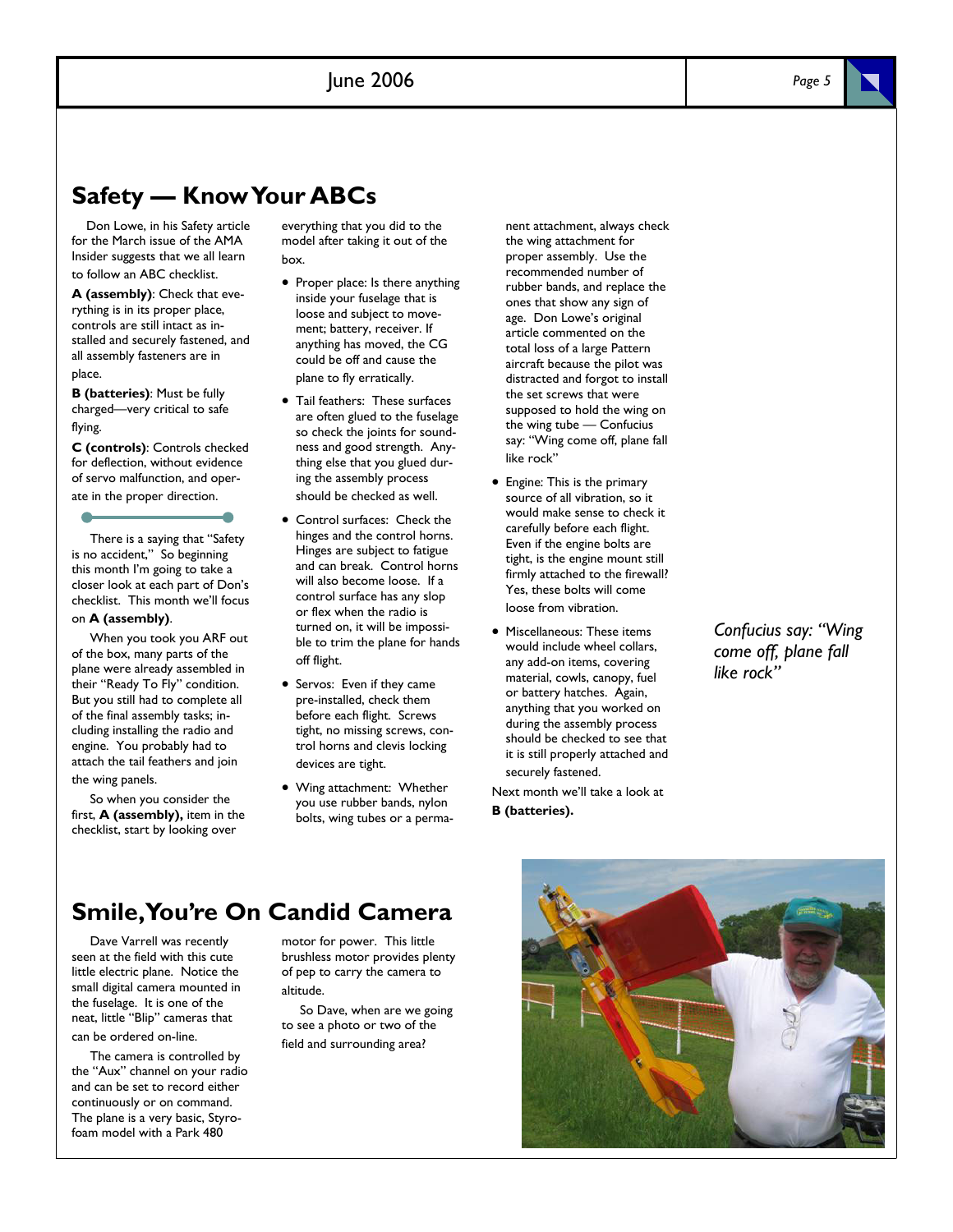## Safety — Know Your ABCs

Don Lowe, in his Safety article for the March issue of the AMA Insider suggests that we all learn to follow an ABC checklist.

**A (assembly)**: Check that everything is in its proper place, controls are still intact as installed and securely fastened, and all assembly fasteners are in place.

**B (batteries)**: Must be fully charged—very critical to safe flying.

**C (controls)**: Controls checked for deflection, without evidence of servo malfunction, and operate in the proper direction.

There is a saying that "Safety is no accident," So beginning this month I'm going to take a closer look at each part of Don's checklist. This month we'll focus on **A (assembly)**.

When you took you ARF out of the box, many parts of the plane were already assembled in their "Ready To Fly" condition. But you still had to complete all of the final assembly tasks; including installing the radio and engine. You probably had to attach the tail feathers and join the wing panels.

So when you consider the first, **A (assembly),** item in the checklist, start by looking over everything that you did to the model after taking it out of the box.

- Proper place: Is there anything inside your fuselage that is loose and subject to movement; battery, receiver. If anything has moved, the CG could be off and cause the plane to fly erratically.
- Tail feathers: These surfaces are often glued to the fuselage so check the joints for soundness and good strength. Anything else that you glued during the assembly process should be checked as well.
- Control surfaces: Check the hinges and the control horns. Hinges are subject to fatigue and can break. Control horns will also become loose. If a control surface has any slop or flex when the radio is turned on, it will be impossible to trim the plane for hands off flight.
- Servos: Even if they came pre-installed, check them before each flight. Screws tight, no missing screws, control horns and clevis locking devices are tight.
- Wing attachment: Whether you use rubber bands, nylon bolts, wing tubes or a permanent attachment, always check the wing attachment for proper assembly. Use the recommended number of rubber bands, and replace the ones that show any sign of age. Don Lowe's original article commented on the total loss of a large Pattern aircraft because the pilot was distracted and forgot to install the set screws that were supposed to hold the wing on the wing tube — Confucius say: "Wing come off, plane fall like rock"
- Engine: This is the primary source of all vibration, so it would make sense to check it carefully before each flight. Even if the engine bolts are tight, is the engine mount still firmly attached to the firewall? Yes, these bolts will come loose from vibration.
- Miscellaneous: These items would include wheel collars, any add-on items, covering material, cowls, canopy, fuel or battery hatches. Again, anything that you worked on during the assembly process should be checked to see that it is still properly attached and securely fastened.

Next month we'll take a look at **B (batteries).**

*Confucius say: "Wing come off, plane fall like rock"*

## Smile, You're On Candid Camera

Dave Varrell was recently seen at the field with this cute little electric plane. Notice the small digital camera mounted in the fuselage. It is one of the neat, little "Blip" cameras that can be ordered on-line.

The camera is controlled by the "Aux" channel on your radio and can be set to record either continuously or on command. The plane is a very basic, Styrofoam model with a Park 480 motor for power. This little brushless motor provides plenty of pep to carry the camera to altitude.

So Dave, when are we going to see a photo or two of the field and surrounding area?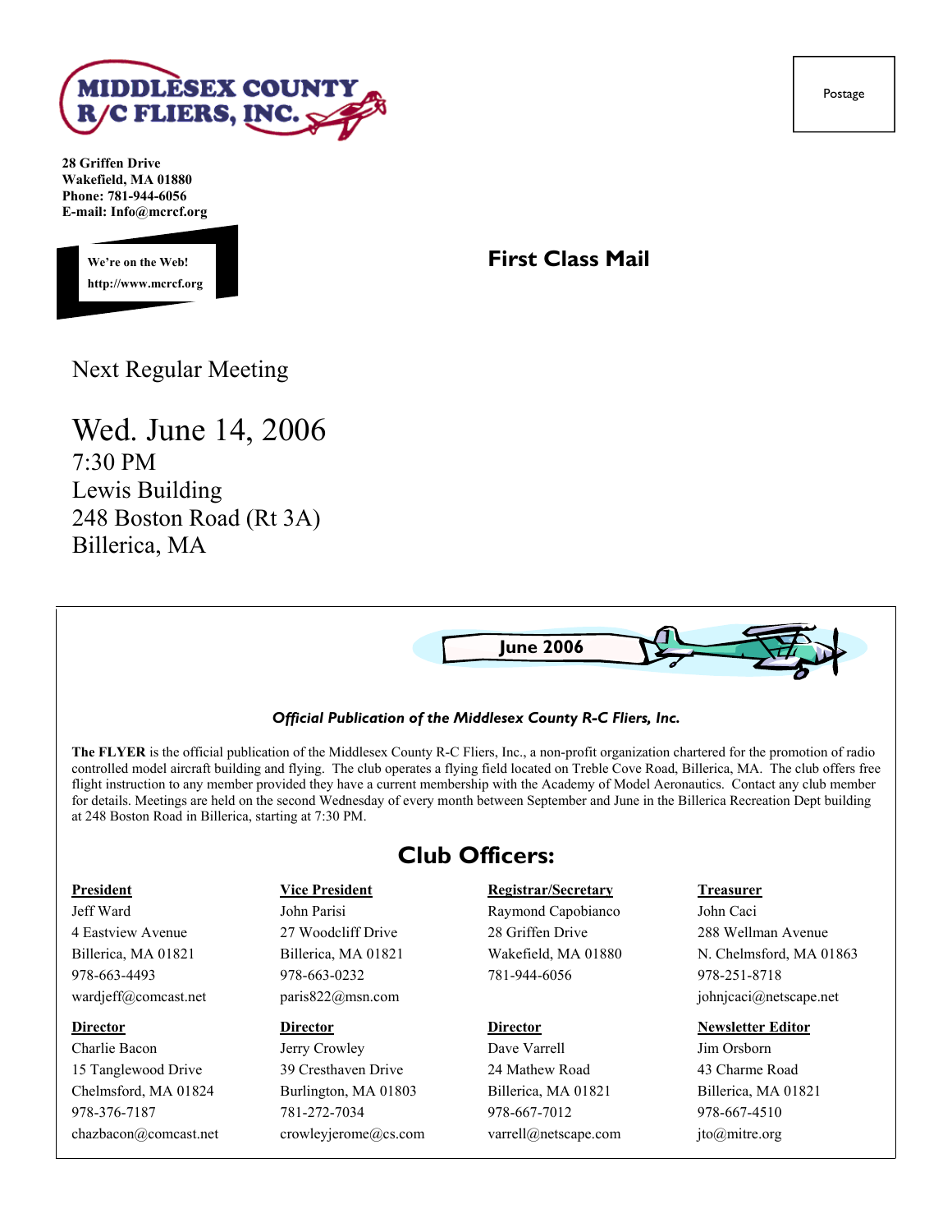MIDDLESEX COUNTY R/C FLIERS, INC.

**28 Griffen Drive**
**Wakefield, MA 01880**
**Phone: 781-944-6056**
**E-mail: Info@mcrcf.org**

**We're on the Web!**
**http://www.mcrcf.org**

Postage

**First Class Mail**

Next Regular Meeting

Wed. June 14, 2006
7:30 PM
Lewis Building
248 Boston Road (Rt 3A)
Billerica, MA

**June 2006**

***Official Publication of the Middlesex County R-C Fliers, Inc.***

**The FLYER** is the official publication of the Middlesex County R-C Fliers, Inc., a non-profit organization chartered for the promotion of radio controlled model aircraft building and flying. The club operates a flying field located on Treble Cove Road, Billerica, MA. The club offers free flight instruction to any member provided they have a current membership with the Academy of Model Aeronautics. Contact any club member for details. Meetings are held on the second Wednesday of every month between September and June in the Billerica Recreation Dept building at 248 Boston Road in Billerica, starting at 7:30 PM.

## Club Officers:

**President**
Jeff Ward
4 Eastview Avenue
Billerica, MA 01821
978-663-4493
wardjeff@comcast.net

**Vice President**
John Parisi
27 Woodcliff Drive
Billerica, MA 01821
978-663-0232
paris822@msn.com

**Registrar/Secretary**
Raymond Capobianco
28 Griffen Drive
Wakefield, MA 01880
781-944-6056

**Treasurer**
John Caci
288 Wellman Avenue
N. Chelmsford, MA 01863
978-251-8718
johnjcaci@netscape.net

**Director**
Charlie Bacon
15 Tanglewood Drive
Chelmsford, MA 01824
978-376-7187
chazbacon@comcast.net

**Director**
Jerry Crowley
39 Cresthaven Drive
Burlington, MA 01803
781-272-7034
crowleyjerome@cs.com

**Director**
Dave Varrell
24 Mathew Road
Billerica, MA 01821
978-667-7012
varrell@netscape.com

**Newsletter Editor**
Jim Orsborn
43 Charme Road
Billerica, MA 01821
978-667-4510
jto@mitre.org